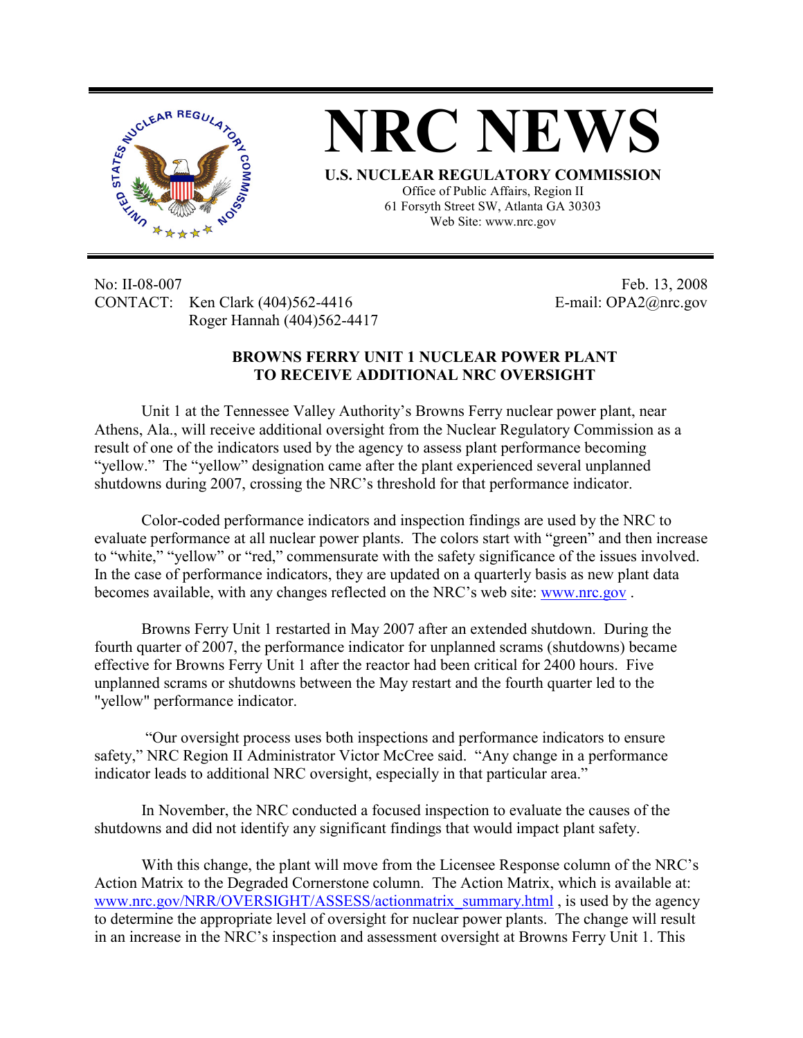# NRC NEWS

**U.S. NUCLEAR REGULATORY COMMISSION**

Office of Public Affairs, Region II
61 Forsyth Street SW, Atlanta GA 30303
Web Site: www.nrc.gov

No: II-08-007
CONTACT: Ken Clark (404)562-4416
Roger Hannah (404)562-4417

Feb. 13, 2008
E-mail: OPA2@nrc.gov

## BROWNS FERRY UNIT 1 NUCLEAR POWER PLANT TO RECEIVE ADDITIONAL NRC OVERSIGHT

Unit 1 at the Tennessee Valley Authority's Browns Ferry nuclear power plant, near Athens, Ala., will receive additional oversight from the Nuclear Regulatory Commission as a result of one of the indicators used by the agency to assess plant performance becoming "yellow." The "yellow" designation came after the plant experienced several unplanned shutdowns during 2007, crossing the NRC's threshold for that performance indicator.

Color-coded performance indicators and inspection findings are used by the NRC to evaluate performance at all nuclear power plants. The colors start with "green" and then increase to "white," "yellow" or "red," commensurate with the safety significance of the issues involved. In the case of performance indicators, they are updated on a quarterly basis as new plant data becomes available, with any changes reflected on the NRC's web site: www.nrc.gov .

Browns Ferry Unit 1 restarted in May 2007 after an extended shutdown. During the fourth quarter of 2007, the performance indicator for unplanned scrams (shutdowns) became effective for Browns Ferry Unit 1 after the reactor had been critical for 2400 hours. Five unplanned scrams or shutdowns between the May restart and the fourth quarter led to the "yellow" performance indicator.

"Our oversight process uses both inspections and performance indicators to ensure safety," NRC Region II Administrator Victor McCree said. "Any change in a performance indicator leads to additional NRC oversight, especially in that particular area."

In November, the NRC conducted a focused inspection to evaluate the causes of the shutdowns and did not identify any significant findings that would impact plant safety.

With this change, the plant will move from the Licensee Response column of the NRC's Action Matrix to the Degraded Cornerstone column. The Action Matrix, which is available at: www.nrc.gov/NRR/OVERSIGHT/ASSESS/actionmatrix_summary.html , is used by the agency to determine the appropriate level of oversight for nuclear power plants. The change will result in an increase in the NRC's inspection and assessment oversight at Browns Ferry Unit 1. This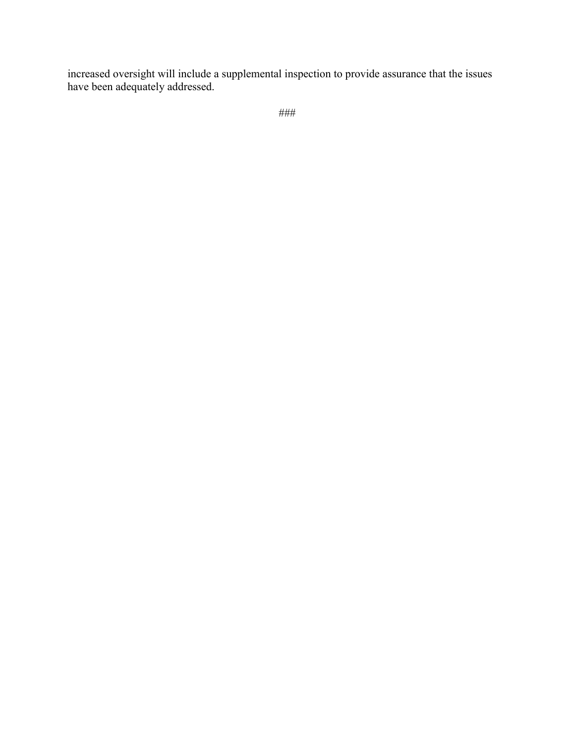increased oversight will include a supplemental inspection to provide assurance that the issues have been adequately addressed.

###